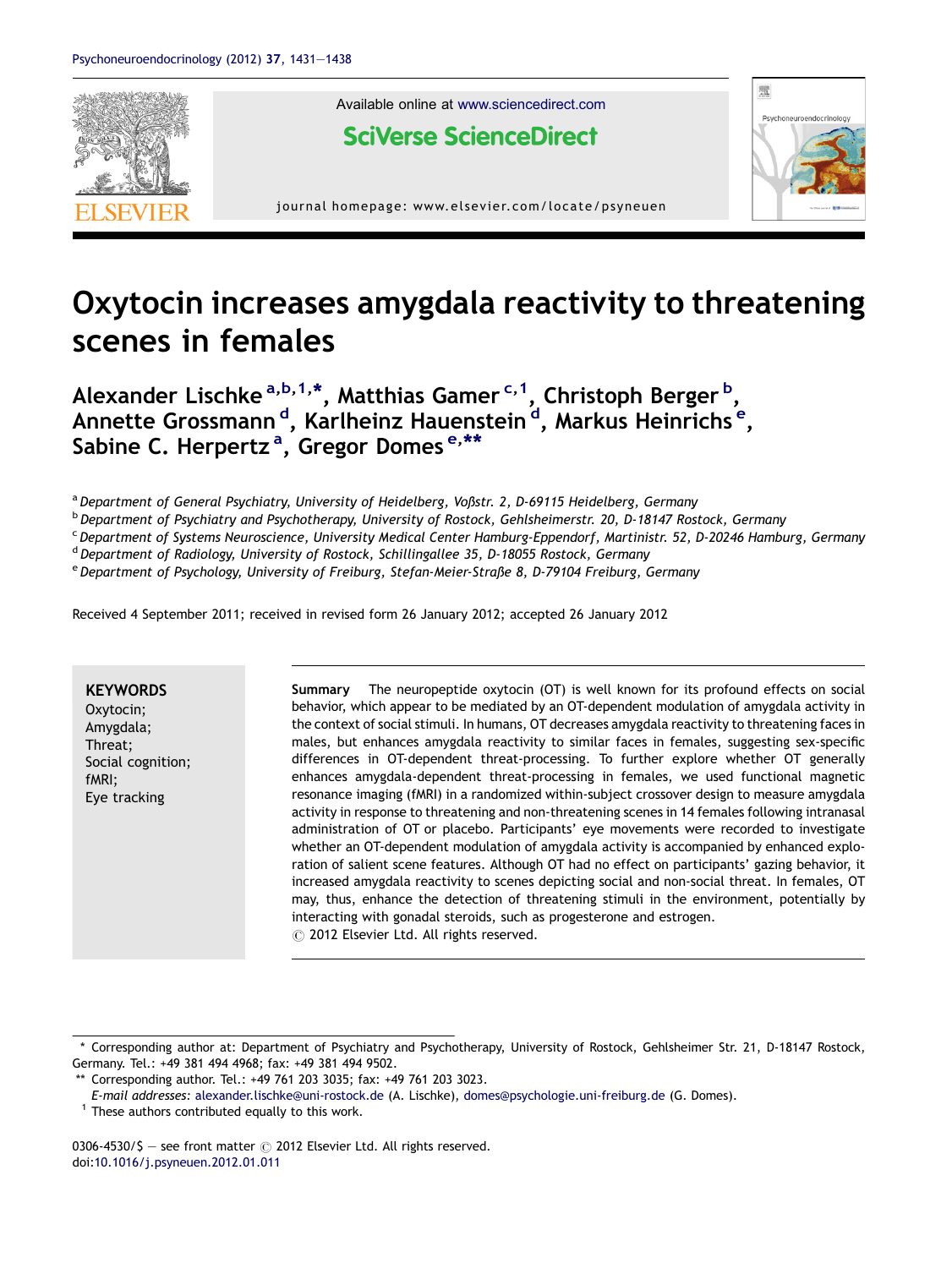Available online at www.sciencedirect.com

SciVerse ScienceDirect

journal homepage: www.elsevier.com/locate/psyneuen

# Oxytocin increases amygdala reactivity to threatening scenes in females

Alexander Lischke [a,b,1,*], Matthias Gamer [c,1], Christoph Berger [b], Annette Grossmann [d], Karlheinz Hauenstein [d], Markus Heinrichs [e], Sabine C. Herpertz [a], Gregor Domes [e,**]

[a] *Department of General Psychiatry, University of Heidelberg, Voßstr. 2, D-69115 Heidelberg, Germany*
[b] *Department of Psychiatry and Psychotherapy, University of Rostock, Gehlsheimerstr. 20, D-18147 Rostock, Germany*
[c] *Department of Systems Neuroscience, University Medical Center Hamburg-Eppendorf, Martinistr. 52, D-20246 Hamburg, Germany*
[d] *Department of Radiology, University of Rostock, Schillingallee 35, D-18055 Rostock, Germany*
[e] *Department of Psychology, University of Freiburg, Stefan-Meier-Straße 8, D-79104 Freiburg, Germany*

Received 4 September 2011; received in revised form 26 January 2012; accepted 26 January 2012

**KEYWORDS**
Oxytocin;
Amygdala;
Threat;
Social cognition;
fMRI;
Eye tracking

**Summary** The neuropeptide oxytocin (OT) is well known for its profound effects on social behavior, which appear to be mediated by an OT-dependent modulation of amygdala activity in the context of social stimuli. In humans, OT decreases amygdala reactivity to threatening faces in males, but enhances amygdala reactivity to similar faces in females, suggesting sex-specific differences in OT-dependent threat-processing. To further explore whether OT generally enhances amygdala-dependent threat-processing in females, we used functional magnetic resonance imaging (fMRI) in a randomized within-subject crossover design to measure amygdala activity in response to threatening and non-threatening scenes in 14 females following intranasal administration of OT or placebo. Participants' eye movements were recorded to investigate whether an OT-dependent modulation of amygdala activity is accompanied by enhanced exploration of salient scene features. Although OT had no effect on participants' gazing behavior, it increased amygdala reactivity to scenes depicting social and non-social threat. In females, OT may, thus, enhance the detection of threatening stimuli in the environment, potentially by interacting with gonadal steroids, such as progesterone and estrogen.
© 2012 Elsevier Ltd. All rights reserved.

---

\* Corresponding author at: Department of Psychiatry and Psychotherapy, University of Rostock, Gehlsheimer Str. 21, D-18147 Rostock, Germany. Tel.: +49 381 494 4968; fax: +49 381 494 9502.
\*\* Corresponding author. Tel.: +49 761 203 3035; fax: +49 761 203 3023.
*E-mail addresses:* alexander.lischke@uni-rostock.de (A. Lischke), domes@psychologie.uni-freiburg.de (G. Domes).
[1] These authors contributed equally to this work.

0306-4530/$ — see front matter © 2012 Elsevier Ltd. All rights reserved.
doi:10.1016/j.psyneuen.2012.01.011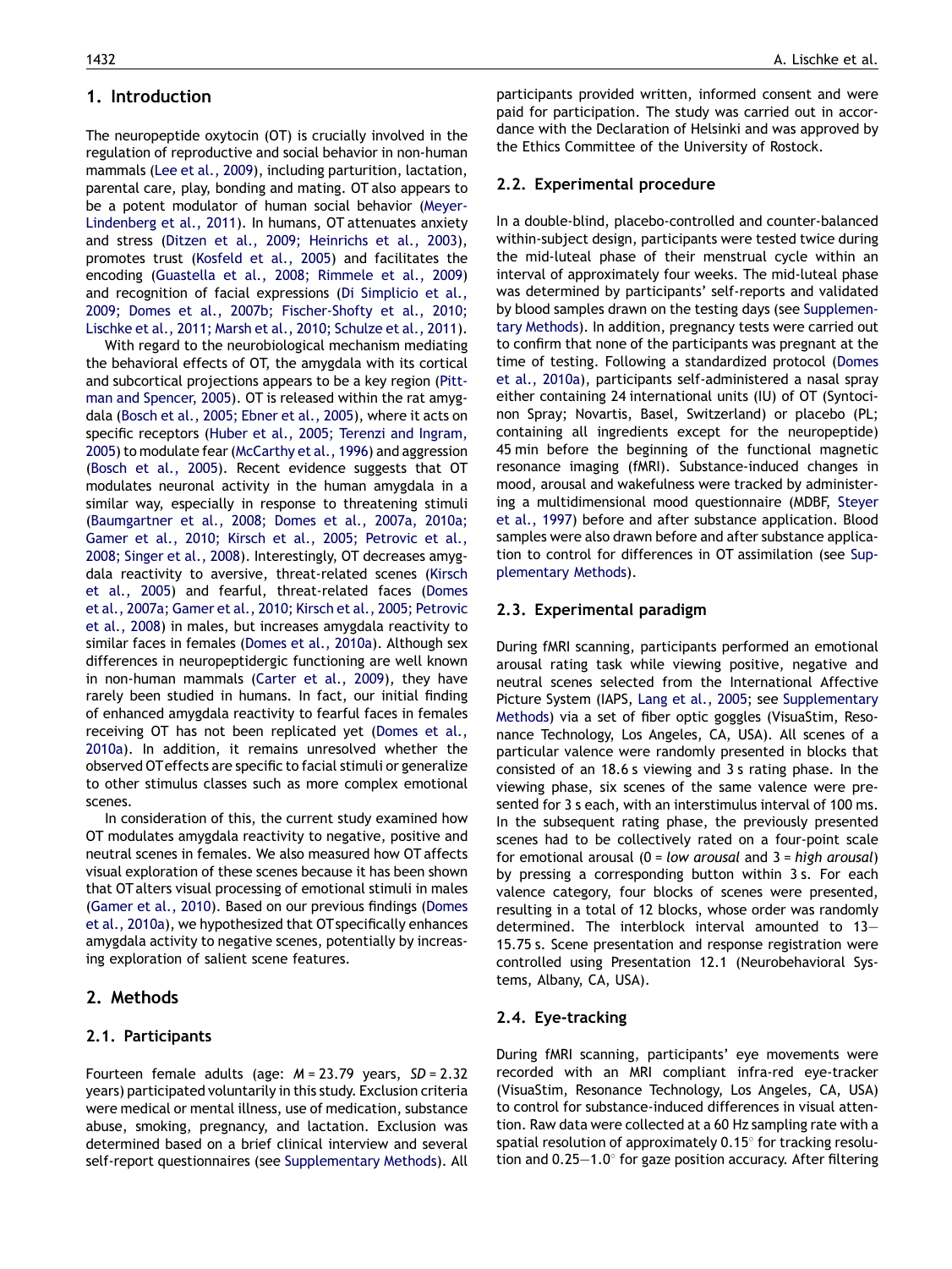## 1. Introduction

The neuropeptide oxytocin (OT) is crucially involved in the regulation of reproductive and social behavior in non-human mammals (Lee et al., 2009), including parturition, lactation, parental care, play, bonding and mating. OT also appears to be a potent modulator of human social behavior (Meyer-Lindenberg et al., 2011). In humans, OT attenuates anxiety and stress (Ditzen et al., 2009; Heinrichs et al., 2003), promotes trust (Kosfeld et al., 2005) and facilitates the encoding (Guastella et al., 2008; Rimmele et al., 2009) and recognition of facial expressions (Di Simplicio et al., 2009; Domes et al., 2007b; Fischer-Shofty et al., 2010; Lischke et al., 2011; Marsh et al., 2010; Schulze et al., 2011).

With regard to the neurobiological mechanism mediating the behavioral effects of OT, the amygdala with its cortical and subcortical projections appears to be a key region (Pittman and Spencer, 2005). OT is released within the rat amygdala (Bosch et al., 2005; Ebner et al., 2005), where it acts on specific receptors (Huber et al., 2005; Terenzi and Ingram, 2005) to modulate fear (McCarthy et al., 1996) and aggression (Bosch et al., 2005). Recent evidence suggests that OT modulates neuronal activity in the human amygdala in a similar way, especially in response to threatening stimuli (Baumgartner et al., 2008; Domes et al., 2007a, 2010a; Gamer et al., 2010; Kirsch et al., 2005; Petrovic et al., 2008; Singer et al., 2008). Interestingly, OT decreases amygdala reactivity to aversive, threat-related scenes (Kirsch et al., 2005) and fearful, threat-related faces (Domes et al., 2007a; Gamer et al., 2010; Kirsch et al., 2005; Petrovic et al., 2008) in males, but increases amygdala reactivity to similar faces in females (Domes et al., 2010a). Although sex differences in neuropeptidergic functioning are well known in non-human mammals (Carter et al., 2009), they have rarely been studied in humans. In fact, our initial finding of enhanced amygdala reactivity to fearful faces in females receiving OT has not been replicated yet (Domes et al., 2010a). In addition, it remains unresolved whether the observed OT effects are specific to facial stimuli or generalize to other stimulus classes such as more complex emotional scenes.

In consideration of this, the current study examined how OT modulates amygdala reactivity to negative, positive and neutral scenes in females. We also measured how OT affects visual exploration of these scenes because it has been shown that OT alters visual processing of emotional stimuli in males (Gamer et al., 2010). Based on our previous findings (Domes et al., 2010a), we hypothesized that OT specifically enhances amygdala activity to negative scenes, potentially by increasing exploration of salient scene features.

## 2. Methods

### 2.1. Participants

Fourteen female adults (age: $M = 23.79$ years, $SD = 2.32$ years) participated voluntarily in this study. Exclusion criteria were medical or mental illness, use of medication, substance abuse, smoking, pregnancy, and lactation. Exclusion was determined based on a brief clinical interview and several self-report questionnaires (see Supplementary Methods). All participants provided written, informed consent and were paid for participation. The study was carried out in accordance with the Declaration of Helsinki and was approved by the Ethics Committee of the University of Rostock.

### 2.2. Experimental procedure

In a double-blind, placebo-controlled and counter-balanced within-subject design, participants were tested twice during the mid-luteal phase of their menstrual cycle within an interval of approximately four weeks. The mid-luteal phase was determined by participants' self-reports and validated by blood samples drawn on the testing days (see Supplementary Methods). In addition, pregnancy tests were carried out to confirm that none of the participants was pregnant at the time of testing. Following a standardized protocol (Domes et al., 2010a), participants self-administered a nasal spray either containing 24 international units (IU) of OT (Syntocinon Spray; Novartis, Basel, Switzerland) or placebo (PL; containing all ingredients except for the neuropeptide) 45 min before the beginning of the functional magnetic resonance imaging (fMRI). Substance-induced changes in mood, arousal and wakefulness were tracked by administering a multidimensional mood questionnaire (MDBF, Steyer et al., 1997) before and after substance application. Blood samples were also drawn before and after substance application to control for differences in OT assimilation (see Supplementary Methods).

### 2.3. Experimental paradigm

During fMRI scanning, participants performed an emotional arousal rating task while viewing positive, negative and neutral scenes selected from the International Affective Picture System (IAPS, Lang et al., 2005; see Supplementary Methods) via a set of fiber optic goggles (VisuaStim, Resonance Technology, Los Angeles, CA, USA). All scenes of a particular valence were randomly presented in blocks that consisted of an 18.6 s viewing and 3 s rating phase. In the viewing phase, six scenes of the same valence were presented for 3 s each, with an interstimulus interval of 100 ms. In the subsequent rating phase, the previously presented scenes had to be collectively rated on a four-point scale for emotional arousal (0 = *low arousal* and 3 = *high arousal*) by pressing a corresponding button within 3 s. For each valence category, four blocks of scenes were presented, resulting in a total of 12 blocks, whose order was randomly determined. The interblock interval amounted to 13–15.75 s. Scene presentation and response registration were controlled using Presentation 12.1 (Neurobehavioral Systems, Albany, CA, USA).

### 2.4. Eye-tracking

During fMRI scanning, participants' eye movements were recorded with an MRI compliant infra-red eye-tracker (VisuaStim, Resonance Technology, Los Angeles, CA, USA) to control for substance-induced differences in visual attention. Raw data were collected at a 60 Hz sampling rate with a spatial resolution of approximately 0.15° for tracking resolution and 0.25–1.0° for gaze position accuracy. After filtering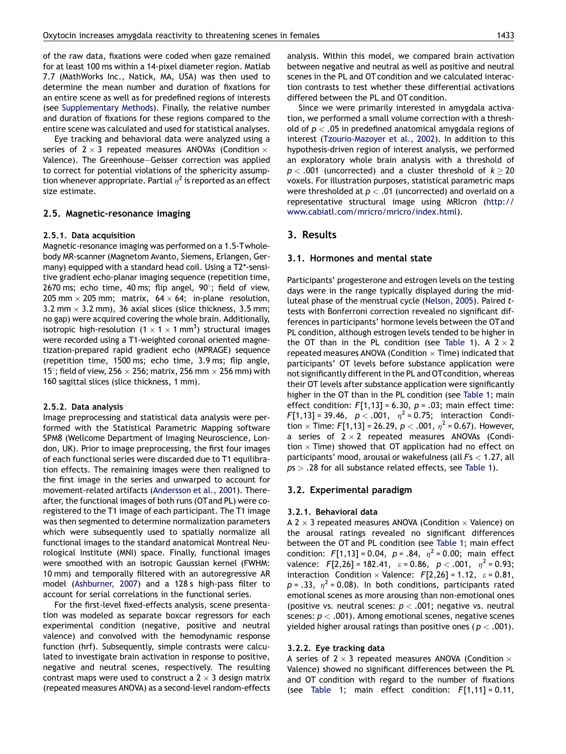of the raw data, fixations were coded when gaze remained for at least 100 ms within a 14-pixel diameter region. Matlab 7.7 (MathWorks Inc., Natick, MA, USA) was then used to determine the mean number and duration of fixations for an entire scene as well as for predefined regions of interests (see Supplementary Methods). Finally, the relative number and duration of fixations for these regions compared to the entire scene was calculated and used for statistical analyses.

Eye tracking and behavioral data were analyzed using a series of $2 \times 3$ repeated measures ANOVAs (Condition $\times$ Valence). The Greenhouse–Geisser correction was applied to correct for potential violations of the sphericity assumption whenever appropriate. Partial $\eta^2$ is reported as an effect size estimate.

## 2.5. Magnetic-resonance imaging

### 2.5.1. Data acquisition

Magnetic-resonance imaging was performed on a 1.5-T whole-body MR-scanner (Magnetom Avanto, Siemens, Erlangen, Germany) equipped with a standard head coil. Using a T2*-sensitive gradient echo-planar imaging sequence (repetition time, 2670 ms; echo time, 40 ms; flip angel, 90°; field of view, 205 mm × 205 mm; matrix, 64 × 64; in-plane resolution, 3.2 mm × 3.2 mm), 36 axial slices (slice thickness, 3.5 mm; no gap) were acquired covering the whole brain. Additionally, isotropic high-resolution ($1 \times 1 \times 1$ mm$^3$) structural images were recorded using a T1-weighted coronal oriented magnetization-prepared rapid gradient echo (MPRAGE) sequence (repetition time, 1500 ms; echo time, 3.9 ms; flip angle, 15°; field of view, 256 × 256; matrix, 256 mm × 256 mm) with 160 sagittal slices (slice thickness, 1 mm).

### 2.5.2. Data analysis

Image preprocessing and statistical data analysis were performed with the Statistical Parametric Mapping software SPM8 (Wellcome Department of Imaging Neuroscience, London, UK). Prior to image preprocessing, the first four images of each functional series were discarded due to T1 equilibration effects. The remaining images were then realigned to the first image in the series and unwarped to account for movement-related artifacts (Andersson et al., 2001). Thereafter, the functional images of both runs (OT and PL) were co-registered to the T1 image of each participant. The T1 image was then segmented to determine normalization parameters which were subsequently used to spatially normalize all functional images to the standard anatomical Montreal Neurological Institute (MNI) space. Finally, functional images were smoothed with an isotropic Gaussian kernel (FWHM: 10 mm) and temporally filtered with an autoregressive AR model (Ashburner, 2007) and a 128 s high-pass filter to account for serial correlations in the functional series.

For the first-level fixed-effects analysis, scene presentation was modeled as separate boxcar regressors for each experimental condition (negative, positive and neutral valence) and convolved with the hemodynamic response function (hrf). Subsequently, simple contrasts were calculated to investigate brain activation in response to positive, negative and neutral scenes, respectively. The resulting contrast maps were used to construct a $2 \times 3$ design matrix (repeated measures ANOVA) as a second-level random-effects analysis. Within this model, we compared brain activation between negative and neutral as well as positive and neutral scenes in the PL and OT condition and we calculated interaction contrasts to test whether these differential activations differed between the PL and OT condition.

Since we were primarily interested in amygdala activation, we performed a small volume correction with a threshold of $p < .05$ in predefined anatomical amygdala regions of interest (Tzourio-Mazoyer et al., 2002). In addition to this hypothesis-driven region of interest analysis, we performed an exploratory whole brain analysis with a threshold of $p < .001$ (uncorrected) and a cluster threshold of $k \geq 20$ voxels. For illustration purposes, statistical parametric maps were thresholded at $p < .01$ (uncorrected) and overlaid on a representative structural image using MRIcron (http://www.cabiatl.com/mricro/mricro/index.html).

# 3. Results

## 3.1. Hormones and mental state

Participants' progesterone and estrogen levels on the testing days were in the range typically displayed during the mid-luteal phase of the menstrual cycle (Nelson, 2005). Paired *t*-tests with Bonferroni correction revealed no significant differences in participants' hormone levels between the OT and PL condition, although estrogen levels tended to be higher in the OT than in the PL condition (see Table 1). A $2 \times 2$ repeated measures ANOVA (Condition $\times$ Time) indicated that participants' OT levels before substance application were not significantly different in the PL and OT condition, whereas their OT levels after substance application were significantly higher in the OT than in the PL condition (see Table 1; main effect condition: $F[1,13] = 6.30$, $p = .03$; main effect time: $F[1,13] = 39.46$, $p < .001$, $\eta^2 = 0.75$; interaction Condition $\times$ Time: $F[1,13] = 26.29$, $p < .001$, $\eta^2 = 0.67$). However, a series of $2 \times 2$ repeated measures ANOVAs (Condition $\times$ Time) showed that OT application had no effect on participants' mood, arousal or wakefulness (all $F$s $< 1.27$, all $p$s $> .28$ for all substance related effects, see Table 1).

## 3.2. Experimental paradigm

### 3.2.1. Behavioral data

A $2 \times 3$ repeated measures ANOVA (Condition $\times$ Valence) on the arousal ratings revealed no significant differences between the OT and PL condition (see Table 1; main effect condition: $F[1,13] = 0.04$, $p = .84$, $\eta^2 = 0.00$; main effect valence: $F[2,26] = 182.41$, $\varepsilon = 0.86$, $p < .001$, $\eta^2 = 0.93$; interaction Condition $\times$ Valence: $F[2,26] = 1.12$, $\varepsilon = 0.81$, $p = .33$, $\eta^2 = 0.08$). In both conditions, participants rated emotional scenes as more arousing than non-emotional ones (positive vs. neutral scenes: $p < .001$; negative vs. neutral scenes: $p < .001$). Among emotional scenes, negative scenes yielded higher arousal ratings than positive ones ($p < .001$).

### 3.2.2. Eye tracking data

A series of $2 \times 3$ repeated measures ANOVA (Condition $\times$ Valence) showed no significant differences between the PL and OT condition with regard to the number of fixations (see Table 1; main effect condition: $F[1,11] = 0.11$,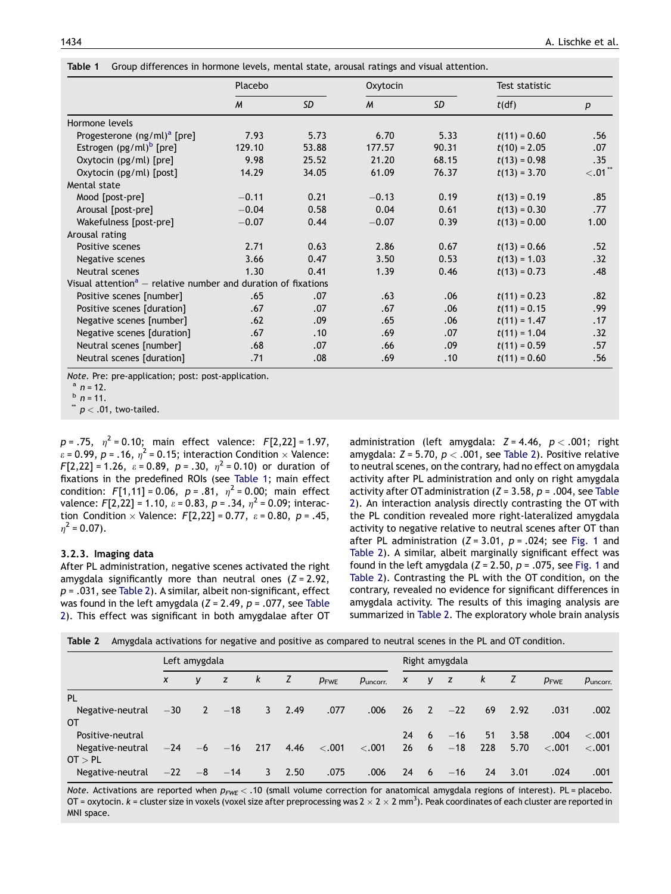**Table 1** Group differences in hormone levels, mental state, arousal ratings and visual attention.

| | Placebo | | Oxytocin | | Test statistic | |
|---|---|---|---|---|---|---|
| | *M* | *SD* | *M* | *SD* | *t*(df) | *p* |
| Hormone levels | | | | | | |
| Progesterone (ng/ml)[a] [pre] | 7.93 | 5.73 | 6.70 | 5.33 | $t(11) = 0.60$ | .56 |
| Estrogen (pg/ml)[b] [pre] | 129.10 | 53.88 | 177.57 | 90.31 | $t(10) = 2.05$ | .07 |
| Oxytocin (pg/ml) [pre] | 9.98 | 25.52 | 21.20 | 68.15 | $t(13) = 0.98$ | .35 |
| Oxytocin (pg/ml) [post] | 14.29 | 34.05 | 61.09 | 76.37 | $t(13) = 3.70$ | <.01[**] |
| Mental state | | | | | | |
| Mood [post-pre] | −0.11 | 0.21 | −0.13 | 0.19 | $t(13) = 0.19$ | .85 |
| Arousal [post-pre] | −0.04 | 0.58 | 0.04 | 0.61 | $t(13) = 0.30$ | .77 |
| Wakefulness [post-pre] | −0.07 | 0.44 | −0.07 | 0.39 | $t(13) = 0.00$ | 1.00 |
| Arousal rating | | | | | | |
| Positive scenes | 2.71 | 0.63 | 2.86 | 0.67 | $t(13) = 0.66$ | .52 |
| Negative scenes | 3.66 | 0.47 | 3.50 | 0.53 | $t(13) = 1.03$ | .32 |
| Neutral scenes | 1.30 | 0.41 | 1.39 | 0.46 | $t(13) = 0.73$ | .48 |
| Visual attention[a] – relative number and duration of fixations | | | | | | |
| Positive scenes [number] | .65 | .07 | .63 | .06 | $t(11) = 0.23$ | .82 |
| Positive scenes [duration] | .67 | .07 | .67 | .06 | $t(11) = 0.15$ | .99 |
| Negative scenes [number] | .62 | .09 | .65 | .06 | $t(11) = 1.47$ | .17 |
| Negative scenes [duration] | .67 | .10 | .69 | .07 | $t(11) = 1.04$ | .32 |
| Neutral scenes [number] | .68 | .07 | .66 | .09 | $t(11) = 0.59$ | .57 |
| Neutral scenes [duration] | .71 | .08 | .69 | .10 | $t(11) = 0.60$ | .56 |

*Note.* Pre: pre-application; post: post-application.
[a] $n = 12$.
[b] $n = 11$.
[**] $p < .01$, two-tailed.

$p = .75$, $\eta^2 = 0.10$; main effect valence: $F[2,22] = 1.97$, $\varepsilon = 0.99$, $p = .16$, $\eta^2 = 0.15$; interaction Condition × Valence: $F[2,22] = 1.26$, $\varepsilon = 0.89$, $p = .30$, $\eta^2 = 0.10$) or duration of fixations in the predefined ROIs (see Table 1; main effect condition: $F[1,11] = 0.06$, $p = .81$, $\eta^2 = 0.00$; main effect valence: $F[2,22] = 1.10$, $\varepsilon = 0.83$, $p = .34$, $\eta^2 = 0.09$; interaction Condition × Valence: $F[2,22] = 0.77$, $\varepsilon = 0.80$, $p = .45$, $\eta^2 = 0.07$).

### 3.2.3. Imaging data

After PL administration, negative scenes activated the right amygdala significantly more than neutral ones ($Z = 2.92$, $p = .031$, see Table 2). A similar, albeit non-significant, effect was found in the left amygdala ($Z = 2.49$, $p = .077$, see Table 2). This effect was significant in both amygdalae after OT administration (left amygdala: $Z = 4.46$, $p < .001$; right amygdala: $Z = 5.70$, $p < .001$, see Table 2). Positive relative to neutral scenes, on the contrary, had no effect on amygdala activity after PL administration and only on right amygdala activity after OT administration ($Z = 3.58$, $p = .004$, see Table 2). An interaction analysis directly contrasting the OT with the PL condition revealed more right-lateralized amygdala activity to negative relative to neutral scenes after OT than after PL administration ($Z = 3.01$, $p = .024$; see Fig. 1 and Table 2). A similar, albeit marginally significant effect was found in the left amygdala ($Z = 2.50$, $p = .075$, see Fig. 1 and Table 2). Contrasting the PL with the OT condition, on the contrary, revealed no evidence for significant differences in amygdala activity. The results of this imaging analysis are summarized in Table 2. The exploratory whole brain analysis

**Table 2** Amygdala activations for negative and positive as compared to neutral scenes in the PL and OT condition.

| | Left amygdala | | | | | | | Right amygdala | | | | | | |
|---|---|---|---|---|---|---|---|---|---|---|---|---|---|---|
| | *x* | *y* | *z* | *k* | *Z* | $p_{FWE}$ | $p_{uncorr.}$ | *x* | *y* | *z* | *k* | *Z* | $p_{FWE}$ | $p_{uncorr.}$ |
| PL | | | | | | | | | | | | | | |
| Negative-neutral | −30 | 2 | −18 | 3 | 2.49 | .077 | .006 | 26 | 2 | −22 | 69 | 2.92 | .031 | .002 |
| OT | | | | | | | | | | | | | | |
| Positive-neutral | | | | | | | | 24 | 6 | −16 | 51 | 3.58 | .004 | <.001 |
| Negative-neutral | −24 | −6 | −16 | 217 | 4.46 | <.001 | <.001 | 26 | 6 | −18 | 228 | 5.70 | <.001 | <.001 |
| OT > PL | | | | | | | | | | | | | | |
| Negative-neutral | −22 | −8 | −14 | 3 | 2.50 | .075 | .006 | 24 | 6 | −16 | 24 | 3.01 | .024 | .001 |

*Note.* Activations are reported when $p_{FWE} < .10$ (small volume correction for anatomical amygdala regions of interest). PL = placebo. OT = oxytocin. *k* = cluster size in voxels (voxel size after preprocessing was $2 \times 2 \times 2$ mm$^3$). Peak coordinates of each cluster are reported in MNI space.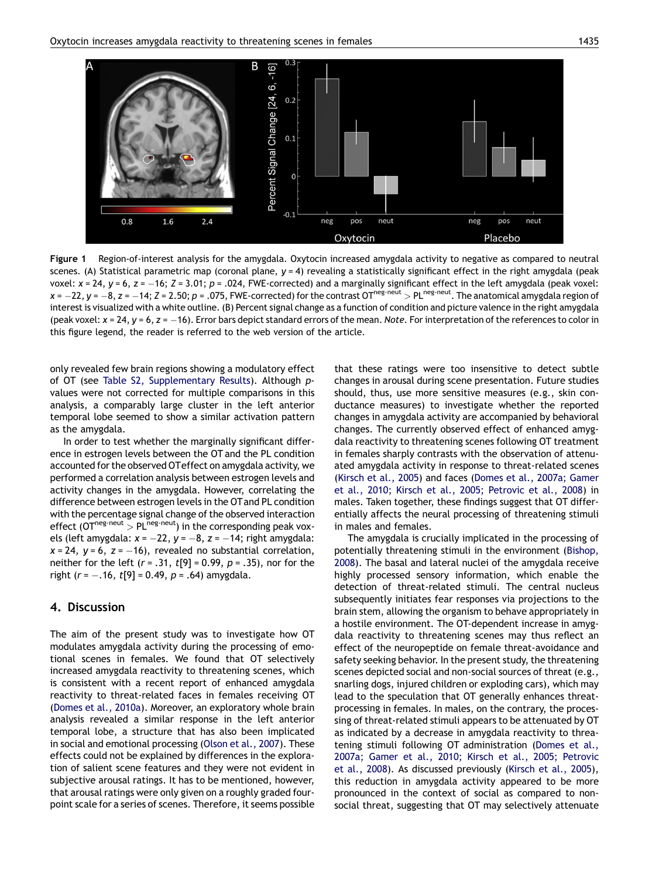**Figure 1** Region-of-interest analysis for the amygdala. Oxytocin increased amygdala activity to negative as compared to neutral scenes. (A) Statistical parametric map (coronal plane, $y = 4$) revealing a statistically significant effect in the right amygdala (peak voxel: $x = 24$, $y = 6$, $z = -16$; $Z = 3.01$; $p = .024$, FWE-corrected) and a marginally significant effect in the left amygdala (peak voxel: $x = -22$, $y = -8$, $z = -14$; $Z = 2.50$; $p = .075$, FWE-corrected) for the contrast $OT^{neg-neut} > PL^{neg-neut}$. The anatomical amygdala region of interest is visualized with a white outline. (B) Percent signal change as a function of condition and picture valence in the right amygdala (peak voxel: $x = 24$, $y = 6$, $z = -16$). Error bars depict standard errors of the mean. *Note*. For interpretation of the references to color in this figure legend, the reader is referred to the web version of the article.

only revealed few brain regions showing a modulatory effect of OT (see Table S2, Supplementary Results). Although $p$-values were not corrected for multiple comparisons in this analysis, a comparably large cluster in the left anterior temporal lobe seemed to show a similar activation pattern as the amygdala.

In order to test whether the marginally significant difference in estrogen levels between the OT and the PL condition accounted for the observed OT effect on amygdala activity, we performed a correlation analysis between estrogen levels and activity changes in the amygdala. However, correlating the difference between estrogen levels in the OT and PL condition with the percentage signal change of the observed interaction effect ($OT^{neg-neut} > PL^{neg-neut}$) in the corresponding peak voxels (left amygdala: $x = -22$, $y = -8$, $z = -14$; right amygdala: $x = 24$, $y = 6$, $z = -16$), revealed no substantial correlation, neither for the left ($r = .31$, $t[9] = 0.99$, $p = .35$), nor for the right ($r = -.16$, $t[9] = 0.49$, $p = .64$) amygdala.

## 4. Discussion

The aim of the present study was to investigate how OT modulates amygdala activity during the processing of emotional scenes in females. We found that OT selectively increased amygdala reactivity to threatening scenes, which is consistent with a recent report of enhanced amygdala reactivity to threat-related faces in females receiving OT (Domes et al., 2010a). Moreover, an exploratory whole brain analysis revealed a similar response in the left anterior temporal lobe, a structure that has also been implicated in social and emotional processing (Olson et al., 2007). These effects could not be explained by differences in the exploration of salient scene features and they were not evident in subjective arousal ratings. It has to be mentioned, however, that arousal ratings were only given on a roughly graded four-point scale for a series of scenes. Therefore, it seems possible that these ratings were too insensitive to detect subtle changes in arousal during scene presentation. Future studies should, thus, use more sensitive measures (e.g., skin conductance measures) to investigate whether the reported changes in amygdala activity are accompanied by behavioral changes. The currently observed effect of enhanced amygdala reactivity to threatening scenes following OT treatment in females sharply contrasts with the observation of attenuated amygdala activity in response to threat-related scenes (Kirsch et al., 2005) and faces (Domes et al., 2007a; Gamer et al., 2010; Kirsch et al., 2005; Petrovic et al., 2008) in males. Taken together, these findings suggest that OT differentially affects the neural processing of threatening stimuli in males and females.

The amygdala is crucially implicated in the processing of potentially threatening stimuli in the environment (Bishop, 2008). The basal and lateral nuclei of the amygdala receive highly processed sensory information, which enable the detection of threat-related stimuli. The central nucleus subsequently initiates fear responses via projections to the brain stem, allowing the organism to behave appropriately in a hostile environment. The OT-dependent increase in amygdala reactivity to threatening scenes may thus reflect an effect of the neuropeptide on female threat-avoidance and safety seeking behavior. In the present study, the threatening scenes depicted social and non-social sources of threat (e.g., snarling dogs, injured children or exploding cars), which may lead to the speculation that OT generally enhances threat-processing in females. In males, on the contrary, the processing of threat-related stimuli appears to be attenuated by OT as indicated by a decrease in amygdala reactivity to threatening stimuli following OT administration (Domes et al., 2007a; Gamer et al., 2010; Kirsch et al., 2005; Petrovic et al., 2008). As discussed previously (Kirsch et al., 2005), this reduction in amygdala activity appeared to be more pronounced in the context of social as compared to non-social threat, suggesting that OT may selectively attenuate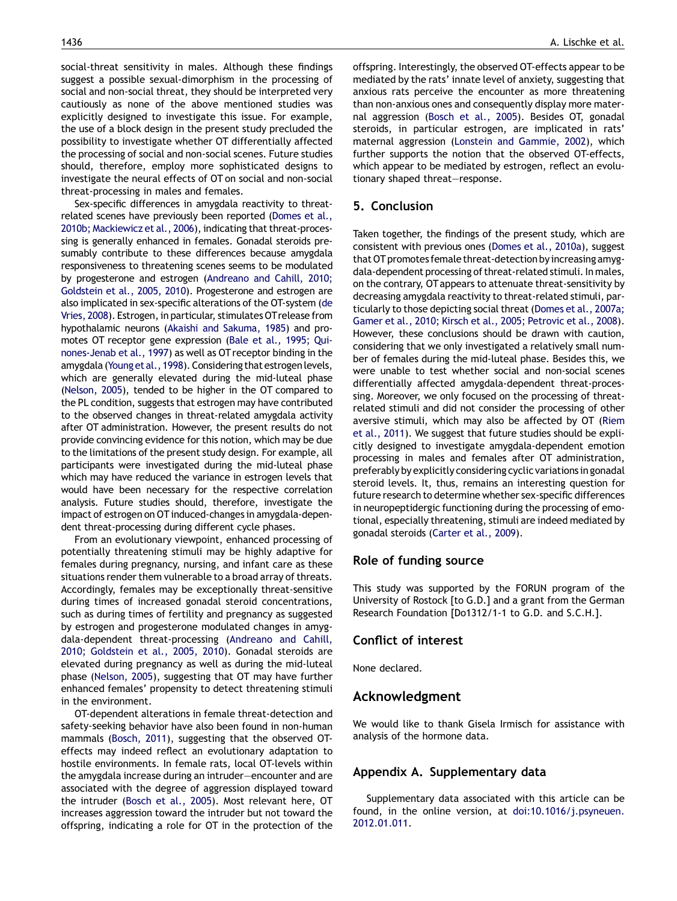social-threat sensitivity in males. Although these findings suggest a possible sexual-dimorphism in the processing of social and non-social threat, they should be interpreted very cautiously as none of the above mentioned studies was explicitly designed to investigate this issue. For example, the use of a block design in the present study precluded the possibility to investigate whether OT differentially affected the processing of social and non-social scenes. Future studies should, therefore, employ more sophisticated designs to investigate the neural effects of OT on social and non-social threat-processing in males and females.

Sex-specific differences in amygdala reactivity to threat-related scenes have previously been reported (Domes et al., 2010b; Mackiewicz et al., 2006), indicating that threat-processing is generally enhanced in females. Gonadal steroids presumably contribute to these differences because amygdala responsiveness to threatening scenes seems to be modulated by progesterone and estrogen (Andreano and Cahill, 2010; Goldstein et al., 2005, 2010). Progesterone and estrogen are also implicated in sex-specific alterations of the OT-system (de Vries, 2008). Estrogen, in particular, stimulates OT release from hypothalamic neurons (Akaishi and Sakuma, 1985) and promotes OT receptor gene expression (Bale et al., 1995; Quinones-Jenab et al., 1997) as well as OT receptor binding in the amygdala (Young et al., 1998). Considering that estrogen levels, which are generally elevated during the mid-luteal phase (Nelson, 2005), tended to be higher in the OT compared to the PL condition, suggests that estrogen may have contributed to the observed changes in threat-related amygdala activity after OT administration. However, the present results do not provide convincing evidence for this notion, which may be due to the limitations of the present study design. For example, all participants were investigated during the mid-luteal phase which may have reduced the variance in estrogen levels that would have been necessary for the respective correlation analysis. Future studies should, therefore, investigate the impact of estrogen on OT induced-changes in amygdala-dependent threat-processing during different cycle phases.

From an evolutionary viewpoint, enhanced processing of potentially threatening stimuli may be highly adaptive for females during pregnancy, nursing, and infant care as these situations render them vulnerable to a broad array of threats. Accordingly, females may be exceptionally threat-sensitive during times of increased gonadal steroid concentrations, such as during times of fertility and pregnancy as suggested by estrogen and progesterone modulated changes in amygdala-dependent threat-processing (Andreano and Cahill, 2010; Goldstein et al., 2005, 2010). Gonadal steroids are elevated during pregnancy as well as during the mid-luteal phase (Nelson, 2005), suggesting that OT may have further enhanced females' propensity to detect threatening stimuli in the environment.

OT-dependent alterations in female threat-detection and safety-seeking behavior have also been found in non-human mammals (Bosch, 2011), suggesting that the observed OT-effects may indeed reflect an evolutionary adaptation to hostile environments. In female rats, local OT-levels within the amygdala increase during an intruder—encounter and are associated with the degree of aggression displayed toward the intruder (Bosch et al., 2005). Most relevant here, OT increases aggression toward the intruder but not toward the offspring, indicating a role for OT in the protection of the offspring. Interestingly, the observed OT-effects appear to be mediated by the rats' innate level of anxiety, suggesting that anxious rats perceive the encounter as more threatening than non-anxious ones and consequently display more maternal aggression (Bosch et al., 2005). Besides OT, gonadal steroids, in particular estrogen, are implicated in rats' maternal aggression (Lonstein and Gammie, 2002), which further supports the notion that the observed OT-effects, which appear to be mediated by estrogen, reflect an evolutionary shaped threat—response.

## 5. Conclusion

Taken together, the findings of the present study, which are consistent with previous ones (Domes et al., 2010a), suggest that OT promotes female threat-detection by increasing amygdala-dependent processing of threat-related stimuli. In males, on the contrary, OT appears to attenuate threat-sensitivity by decreasing amygdala reactivity to threat-related stimuli, particularly to those depicting social threat (Domes et al., 2007a; Gamer et al., 2010; Kirsch et al., 2005; Petrovic et al., 2008). However, these conclusions should be drawn with caution, considering that we only investigated a relatively small number of females during the mid-luteal phase. Besides this, we were unable to test whether social and non-social scenes differentially affected amygdala-dependent threat-processing. Moreover, we only focused on the processing of threat-related stimuli and did not consider the processing of other aversive stimuli, which may also be affected by OT (Riem et al., 2011). We suggest that future studies should be explicitly designed to investigate amygdala-dependent emotion processing in males and females after OT administration, preferably by explicitly considering cyclic variations in gonadal steroid levels. It, thus, remains an interesting question for future research to determine whether sex-specific differences in neuropeptidergic functioning during the processing of emotional, especially threatening, stimuli are indeed mediated by gonadal steroids (Carter et al., 2009).

## Role of funding source

This study was supported by the FORUN program of the University of Rostock [to G.D.] and a grant from the German Research Foundation [Do1312/1-1 to G.D. and S.C.H.].

## Conflict of interest

None declared.

## Acknowledgment

We would like to thank Gisela Irmisch for assistance with analysis of the hormone data.

## Appendix A. Supplementary data

Supplementary data associated with this article can be found, in the online version, at doi:10.1016/j.psyneuen.2012.01.011.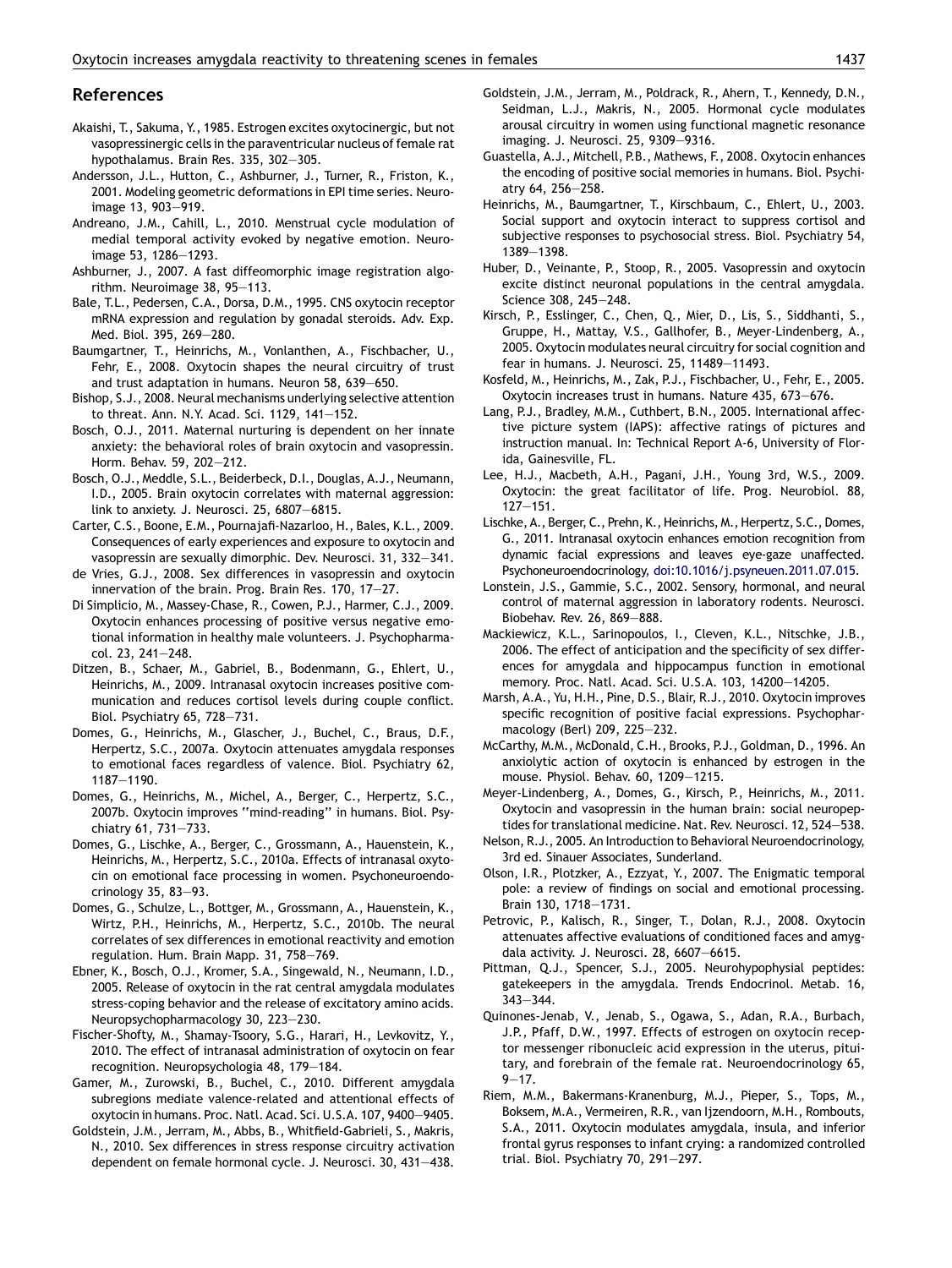## References

Akaishi, T., Sakuma, Y., 1985. Estrogen excites oxytocinergic, but not vasopressinergic cells in the paraventricular nucleus of female rat hypothalamus. Brain Res. 335, 302—305.

Andersson, J.L., Hutton, C., Ashburner, J., Turner, R., Friston, K., 2001. Modeling geometric deformations in EPI time series. Neuroimage 13, 903—919.

Andreano, J.M., Cahill, L., 2010. Menstrual cycle modulation of medial temporal activity evoked by negative emotion. Neuroimage 53, 1286—1293.

Ashburner, J., 2007. A fast diffeomorphic image registration algorithm. Neuroimage 38, 95—113.

Bale, T.L., Pedersen, C.A., Dorsa, D.M., 1995. CNS oxytocin receptor mRNA expression and regulation by gonadal steroids. Adv. Exp. Med. Biol. 395, 269—280.

Baumgartner, T., Heinrichs, M., Vonlanthen, A., Fischbacher, U., Fehr, E., 2008. Oxytocin shapes the neural circuitry of trust and trust adaptation in humans. Neuron 58, 639—650.

Bishop, S.J., 2008. Neural mechanisms underlying selective attention to threat. Ann. N.Y. Acad. Sci. 1129, 141—152.

Bosch, O.J., 2011. Maternal nurturing is dependent on her innate anxiety: the behavioral roles of brain oxytocin and vasopressin. Horm. Behav. 59, 202—212.

Bosch, O.J., Meddle, S.L., Beiderbeck, D.I., Douglas, A.J., Neumann, I.D., 2005. Brain oxytocin correlates with maternal aggression: link to anxiety. J. Neurosci. 25, 6807—6815.

Carter, C.S., Boone, E.M., Pournajafi-Nazarloo, H., Bales, K.L., 2009. Consequences of early experiences and exposure to oxytocin and vasopressin are sexually dimorphic. Dev. Neurosci. 31, 332—341.

de Vries, G.J., 2008. Sex differences in vasopressin and oxytocin innervation of the brain. Prog. Brain Res. 170, 17—27.

Di Simplicio, M., Massey-Chase, R., Cowen, P.J., Harmer, C.J., 2009. Oxytocin enhances processing of positive versus negative emotional information in healthy male volunteers. J. Psychopharmacol. 23, 241—248.

Ditzen, B., Schaer, M., Gabriel, B., Bodenmann, G., Ehlert, U., Heinrichs, M., 2009. Intranasal oxytocin increases positive communication and reduces cortisol levels during couple conflict. Biol. Psychiatry 65, 728—731.

Domes, G., Heinrichs, M., Glascher, J., Buchel, C., Braus, D.F., Herpertz, S.C., 2007a. Oxytocin attenuates amygdala responses to emotional faces regardless of valence. Biol. Psychiatry 62, 1187—1190.

Domes, G., Heinrichs, M., Michel, A., Berger, C., Herpertz, S.C., 2007b. Oxytocin improves ''mind-reading'' in humans. Biol. Psychiatry 61, 731—733.

Domes, G., Lischke, A., Berger, C., Grossmann, A., Hauenstein, K., Heinrichs, M., Herpertz, S.C., 2010a. Effects of intranasal oxytocin on emotional face processing in women. Psychoneuroendocrinology 35, 83—93.

Domes, G., Schulze, L., Bottger, M., Grossmann, A., Hauenstein, K., Wirtz, P.H., Heinrichs, M., Herpertz, S.C., 2010b. The neural correlates of sex differences in emotional reactivity and emotion regulation. Hum. Brain Mapp. 31, 758—769.

Ebner, K., Bosch, O.J., Kromer, S.A., Singewald, N., Neumann, I.D., 2005. Release of oxytocin in the rat central amygdala modulates stress-coping behavior and the release of excitatory amino acids. Neuropsychopharmacology 30, 223—230.

Fischer-Shofty, M., Shamay-Tsoory, S.G., Harari, H., Levkovitz, Y., 2010. The effect of intranasal administration of oxytocin on fear recognition. Neuropsychologia 48, 179—184.

Gamer, M., Zurowski, B., Buchel, C., 2010. Different amygdala subregions mediate valence-related and attentional effects of oxytocin in humans. Proc. Natl. Acad. Sci. U.S.A. 107, 9400—9405.

Goldstein, J.M., Jerram, M., Abbs, B., Whitfield-Gabrieli, S., Makris, N., 2010. Sex differences in stress response circuitry activation dependent on female hormonal cycle. J. Neurosci. 30, 431—438.

Goldstein, J.M., Jerram, M., Poldrack, R., Ahern, T., Kennedy, D.N., Seidman, L.J., Makris, N., 2005. Hormonal cycle modulates arousal circuitry in women using functional magnetic resonance imaging. J. Neurosci. 25, 9309—9316.

Guastella, A.J., Mitchell, P.B., Mathews, F., 2008. Oxytocin enhances the encoding of positive social memories in humans. Biol. Psychiatry 64, 256—258.

Heinrichs, M., Baumgartner, T., Kirschbaum, C., Ehlert, U., 2003. Social support and oxytocin interact to suppress cortisol and subjective responses to psychosocial stress. Biol. Psychiatry 54, 1389—1398.

Huber, D., Veinante, P., Stoop, R., 2005. Vasopressin and oxytocin excite distinct neuronal populations in the central amygdala. Science 308, 245—248.

Kirsch, P., Esslinger, C., Chen, Q., Mier, D., Lis, S., Siddhanti, S., Gruppe, H., Mattay, V.S., Gallhofer, B., Meyer-Lindenberg, A., 2005. Oxytocin modulates neural circuitry for social cognition and fear in humans. J. Neurosci. 25, 11489—11493.

Kosfeld, M., Heinrichs, M., Zak, P.J., Fischbacher, U., Fehr, E., 2005. Oxytocin increases trust in humans. Nature 435, 673—676.

Lang, P.J., Bradley, M.M., Cuthbert, B.N., 2005. International affective picture system (IAPS): affective ratings of pictures and instruction manual. In: Technical Report A-6, University of Florida, Gainesville, FL.

Lee, H.J., Macbeth, A.H., Pagani, J.H., Young 3rd, W.S., 2009. Oxytocin: the great facilitator of life. Prog. Neurobiol. 88, 127—151.

Lischke, A., Berger, C., Prehn, K., Heinrichs, M., Herpertz, S.C., Domes, G., 2011. Intranasal oxytocin enhances emotion recognition from dynamic facial expressions and leaves eye-gaze unaffected. Psychoneuroendocrinology, doi:10.1016/j.psyneuen.2011.07.015.

Lonstein, J.S., Gammie, S.C., 2002. Sensory, hormonal, and neural control of maternal aggression in laboratory rodents. Neurosci. Biobehav. Rev. 26, 869—888.

Mackiewicz, K.L., Sarinopoulos, I., Cleven, K.L., Nitschke, J.B., 2006. The effect of anticipation and the specificity of sex differences for amygdala and hippocampus function in emotional memory. Proc. Natl. Acad. Sci. U.S.A. 103, 14200—14205.

Marsh, A.A., Yu, H.H., Pine, D.S., Blair, R.J., 2010. Oxytocin improves specific recognition of positive facial expressions. Psychopharmacology (Berl) 209, 225—232.

McCarthy, M.M., McDonald, C.H., Brooks, P.J., Goldman, D., 1996. An anxiolytic action of oxytocin is enhanced by estrogen in the mouse. Physiol. Behav. 60, 1209—1215.

Meyer-Lindenberg, A., Domes, G., Kirsch, P., Heinrichs, M., 2011. Oxytocin and vasopressin in the human brain: social neuropeptides for translational medicine. Nat. Rev. Neurosci. 12, 524—538.

Nelson, R.J., 2005. An Introduction to Behavioral Neuroendocrinology, 3rd ed. Sinauer Associates, Sunderland.

Olson, I.R., Plotzker, A., Ezzyat, Y., 2007. The Enigmatic temporal pole: a review of findings on social and emotional processing. Brain 130, 1718—1731.

Petrovic, P., Kalisch, R., Singer, T., Dolan, R.J., 2008. Oxytocin attenuates affective evaluations of conditioned faces and amygdala activity. J. Neurosci. 28, 6607—6615.

Pittman, Q.J., Spencer, S.J., 2005. Neurohypophysial peptides: gatekeepers in the amygdala. Trends Endocrinol. Metab. 16, 343—344.

Quinones-Jenab, V., Jenab, S., Ogawa, S., Adan, R.A., Burbach, J.P., Pfaff, D.W., 1997. Effects of estrogen on oxytocin receptor messenger ribonucleic acid expression in the uterus, pituitary, and forebrain of the female rat. Neuroendocrinology 65, 9—17.

Riem, M.M., Bakermans-Kranenburg, M.J., Pieper, S., Tops, M., Boksem, M.A., Vermeiren, R.R., van Ijzendoorn, M.H., Rombouts, S.A., 2011. Oxytocin modulates amygdala, insula, and inferior frontal gyrus responses to infant crying: a randomized controlled trial. Biol. Psychiatry 70, 291—297.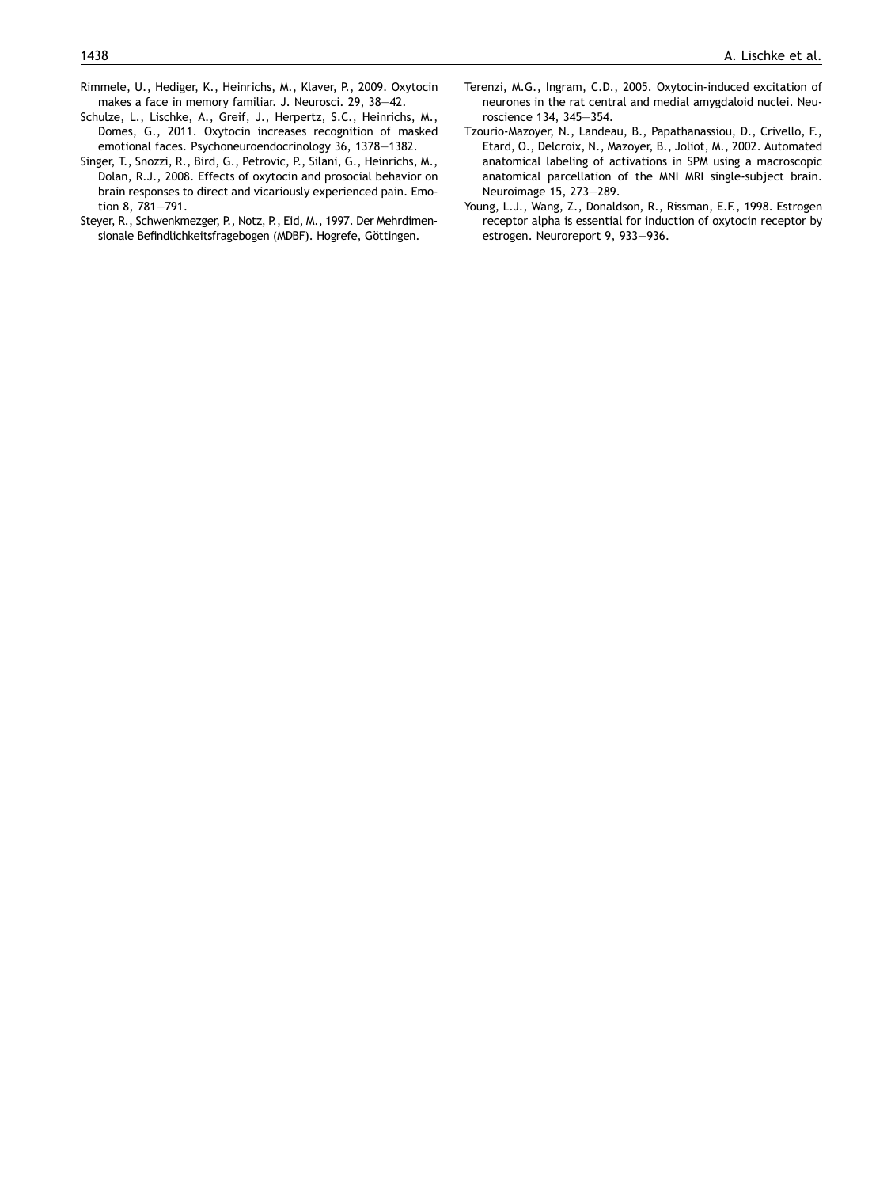Rimmele, U., Hediger, K., Heinrichs, M., Klaver, P., 2009. Oxytocin makes a face in memory familiar. J. Neurosci. 29, 38—42.

Schulze, L., Lischke, A., Greif, J., Herpertz, S.C., Heinrichs, M., Domes, G., 2011. Oxytocin increases recognition of masked emotional faces. Psychoneuroendocrinology 36, 1378—1382.

Singer, T., Snozzi, R., Bird, G., Petrovic, P., Silani, G., Heinrichs, M., Dolan, R.J., 2008. Effects of oxytocin and prosocial behavior on brain responses to direct and vicariously experienced pain. Emotion 8, 781—791.

Steyer, R., Schwenkmezger, P., Notz, P., Eid, M., 1997. Der Mehrdimensionale Befindlichkeitsfragebogen (MDBF). Hogrefe, Göttingen.

Terenzi, M.G., Ingram, C.D., 2005. Oxytocin-induced excitation of neurones in the rat central and medial amygdaloid nuclei. Neuroscience 134, 345—354.

Tzourio-Mazoyer, N., Landeau, B., Papathanassiou, D., Crivello, F., Etard, O., Delcroix, N., Mazoyer, B., Joliot, M., 2002. Automated anatomical labeling of activations in SPM using a macroscopic anatomical parcellation of the MNI MRI single-subject brain. Neuroimage 15, 273—289.

Young, L.J., Wang, Z., Donaldson, R., Rissman, E.F., 1998. Estrogen receptor alpha is essential for induction of oxytocin receptor by estrogen. Neuroreport 9, 933—936.